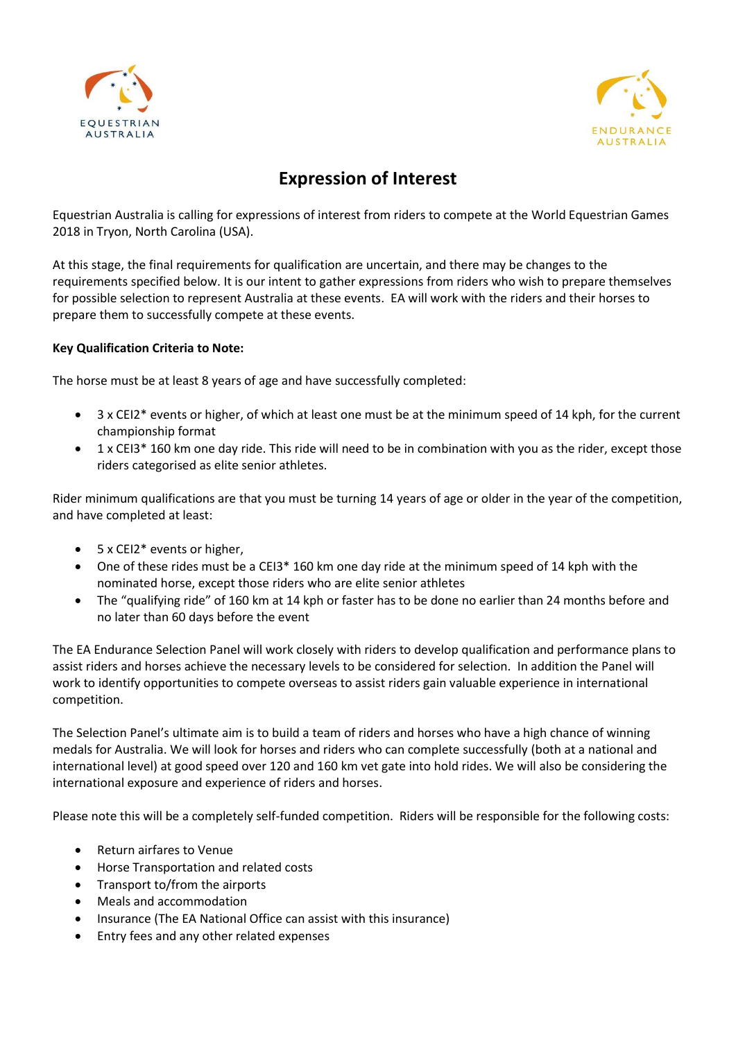EQUESTRIAN AUSTRALIA

ENDURANCE AUSTRALIA

# Expression of Interest

Equestrian Australia is calling for expressions of interest from riders to compete at the World Equestrian Games 2018 in Tryon, North Carolina (USA).

At this stage, the final requirements for qualification are uncertain, and there may be changes to the requirements specified below. It is our intent to gather expressions from riders who wish to prepare themselves for possible selection to represent Australia at these events. EA will work with the riders and their horses to prepare them to successfully compete at these events.

**Key Qualification Criteria to Note:**

The horse must be at least 8 years of age and have successfully completed:

- 3 x CEI2* events or higher, of which at least one must be at the minimum speed of 14 kph, for the current championship format
- 1 x CEI3* 160 km one day ride. This ride will need to be in combination with you as the rider, except those riders categorised as elite senior athletes.

Rider minimum qualifications are that you must be turning 14 years of age or older in the year of the competition, and have completed at least:

- 5 x CEI2* events or higher,
- One of these rides must be a CEI3* 160 km one day ride at the minimum speed of 14 kph with the nominated horse, except those riders who are elite senior athletes
- The "qualifying ride" of 160 km at 14 kph or faster has to be done no earlier than 24 months before and no later than 60 days before the event

The EA Endurance Selection Panel will work closely with riders to develop qualification and performance plans to assist riders and horses achieve the necessary levels to be considered for selection. In addition the Panel will work to identify opportunities to compete overseas to assist riders gain valuable experience in international competition.

The Selection Panel's ultimate aim is to build a team of riders and horses who have a high chance of winning medals for Australia. We will look for horses and riders who can complete successfully (both at a national and international level) at good speed over 120 and 160 km vet gate into hold rides. We will also be considering the international exposure and experience of riders and horses.

Please note this will be a completely self-funded competition. Riders will be responsible for the following costs:

- Return airfares to Venue
- Horse Transportation and related costs
- Transport to/from the airports
- Meals and accommodation
- Insurance (The EA National Office can assist with this insurance)
- Entry fees and any other related expenses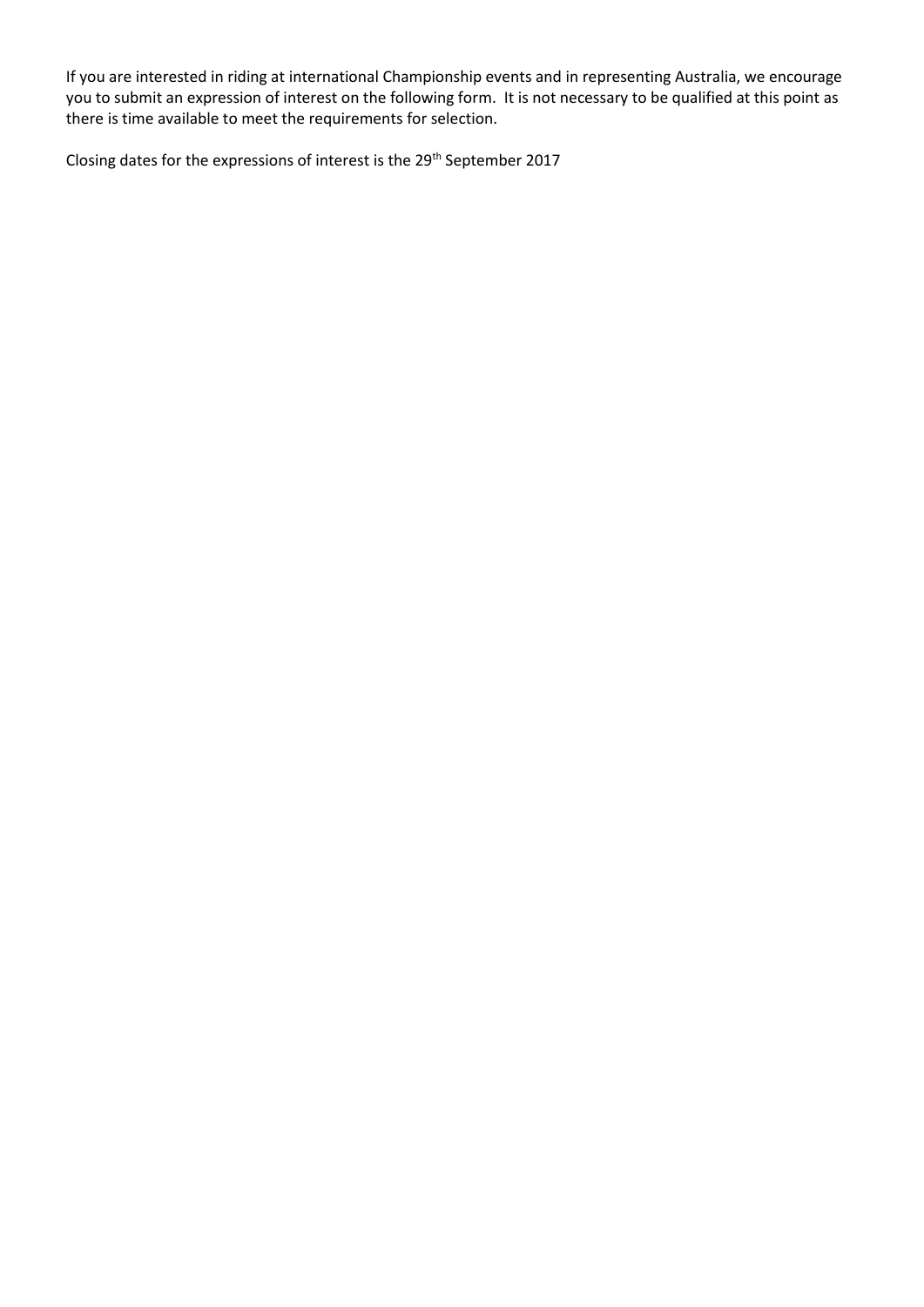If you are interested in riding at international Championship events and in representing Australia, we encourage you to submit an expression of interest on the following form. It is not necessary to be qualified at this point as there is time available to meet the requirements for selection.

Closing dates for the expressions of interest is the 29th September 2017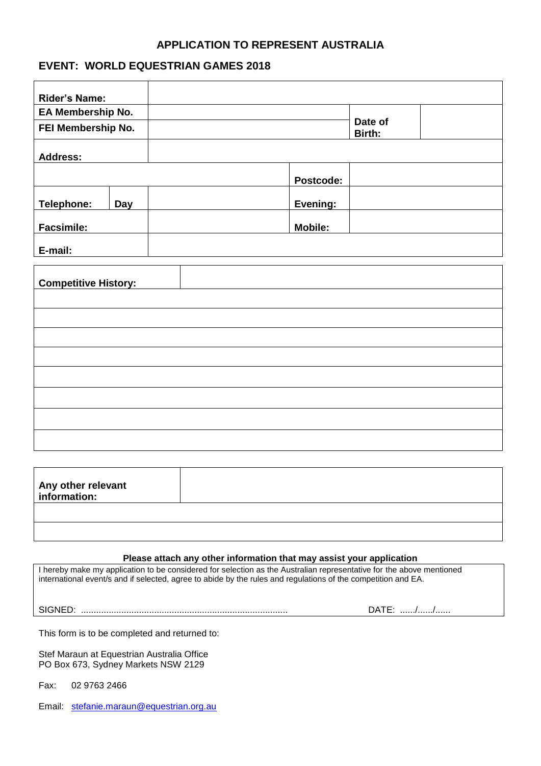**APPLICATION TO REPRESENT AUSTRALIA**

**EVENT: WORLD EQUESTRIAN GAMES 2018**

| | | | | | |
|---|---|---|---|---|---|
| **Rider's Name:** | | | | | |
| **EA Membership No.** | | | | **Date of Birth:** | |
| **FEI Membership No.** | | | | | |
| **Address:** | | | | | |
| | | | **Postcode:** | | |
| **Telephone:** | **Day** | | **Evening:** | | |
| **Facsimile:** | | | **Mobile:** | | |
| **E-mail:** | | | | | |

| | |
|---|---|
| **Competitive History:** | |
| | |
| | |
| | |
| | |
| | |
| | |
| | |
| | |

| | |
|---|---|
| **Any other relevant information:** | |
| | |
| | |

**Please attach any other information that may assist your application**

I hereby make my application to be considered for selection as the Australian representative for the above mentioned international event/s and if selected, agree to abide by the rules and regulations of the competition and EA.

SIGNED: .................................................................................. DATE: ....../....../......

This form is to be completed and returned to:

Stef Maraun at Equestrian Australia Office
PO Box 673, Sydney Markets NSW 2129

Fax: 02 9763 2466

Email: stefanie.maraun@equestrian.org.au